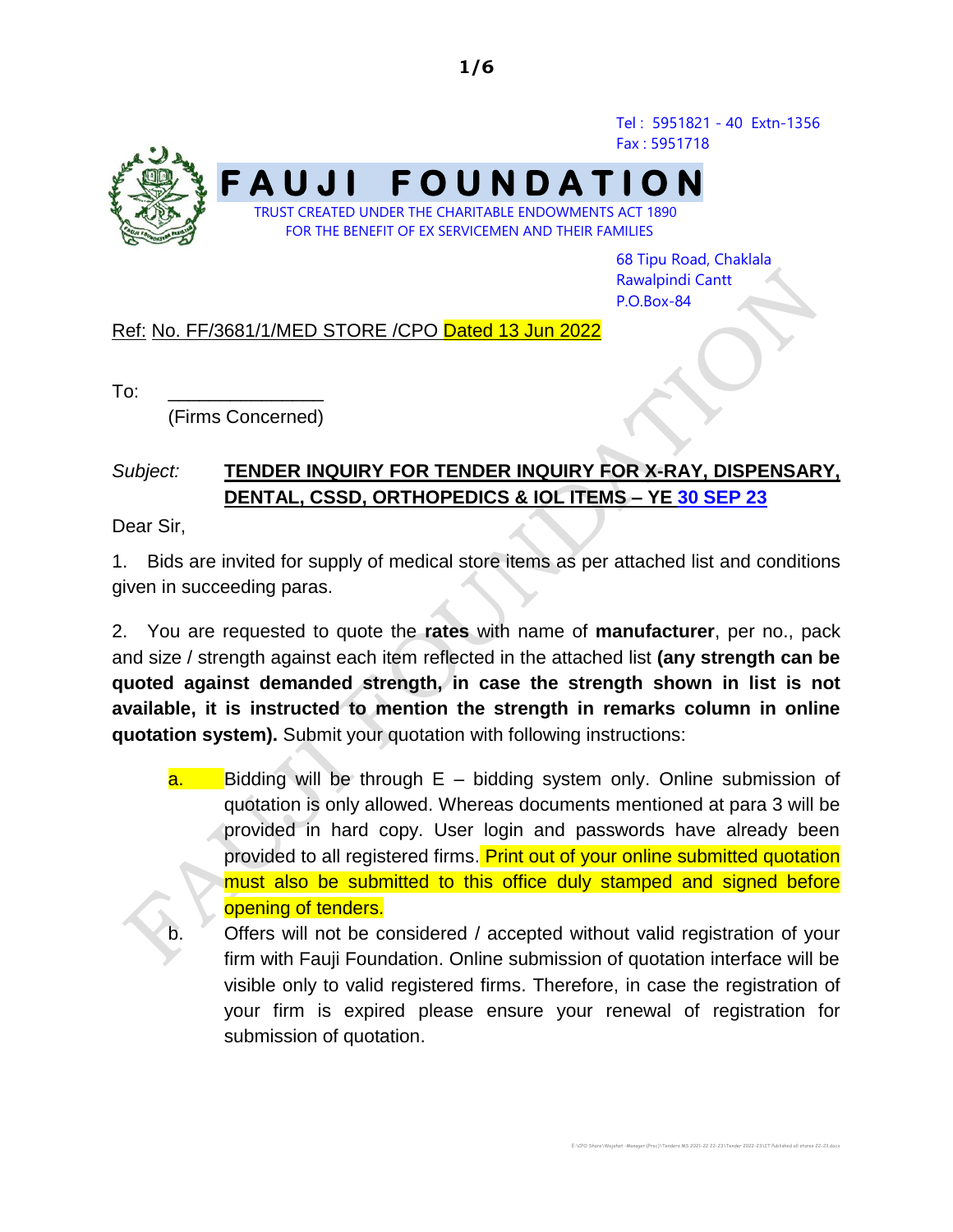Tel : 5951821 - 40 Extn-1356
Fax : 5951718

# FAUJI FOUNDATION

TRUST CREATED UNDER THE CHARITABLE ENDOWMENTS ACT 1890
FOR THE BENEFIT OF EX SERVICEMEN AND THEIR FAMILIES

68 Tipu Road, Chaklala
Rawalpindi Cantt
P.O.Box-84

Ref: No. FF/3681/1/MED STORE /CPO Dated 13 Jun 2022

To: _______________
(Firms Concerned)

*Subject:* **TENDER INQUIRY FOR TENDER INQUIRY FOR X-RAY, DISPENSARY, DENTAL, CSSD, ORTHOPEDICS & IOL ITEMS – YE 30 SEP 23**

Dear Sir,

1. Bids are invited for supply of medical store items as per attached list and conditions given in succeeding paras.

2. You are requested to quote the **rates** with name of **manufacturer**, per no., pack and size / strength against each item reflected in the attached list **(any strength can be quoted against demanded strength, in case the strength shown in list is not available, it is instructed to mention the strength in remarks column in online quotation system).** Submit your quotation with following instructions:

   a. Bidding will be through E – bidding system only. Online submission of quotation is only allowed. Whereas documents mentioned at para 3 will be provided in hard copy. User login and passwords have already been provided to all registered firms. Print out of your online submitted quotation must also be submitted to this office duly stamped and signed before opening of tenders.

   b. Offers will not be considered / accepted without valid registration of your firm with Fauji Foundation. Online submission of quotation interface will be visible only to valid registered firms. Therefore, in case the registration of your firm is expired please ensure your renewal of registration for submission of quotation.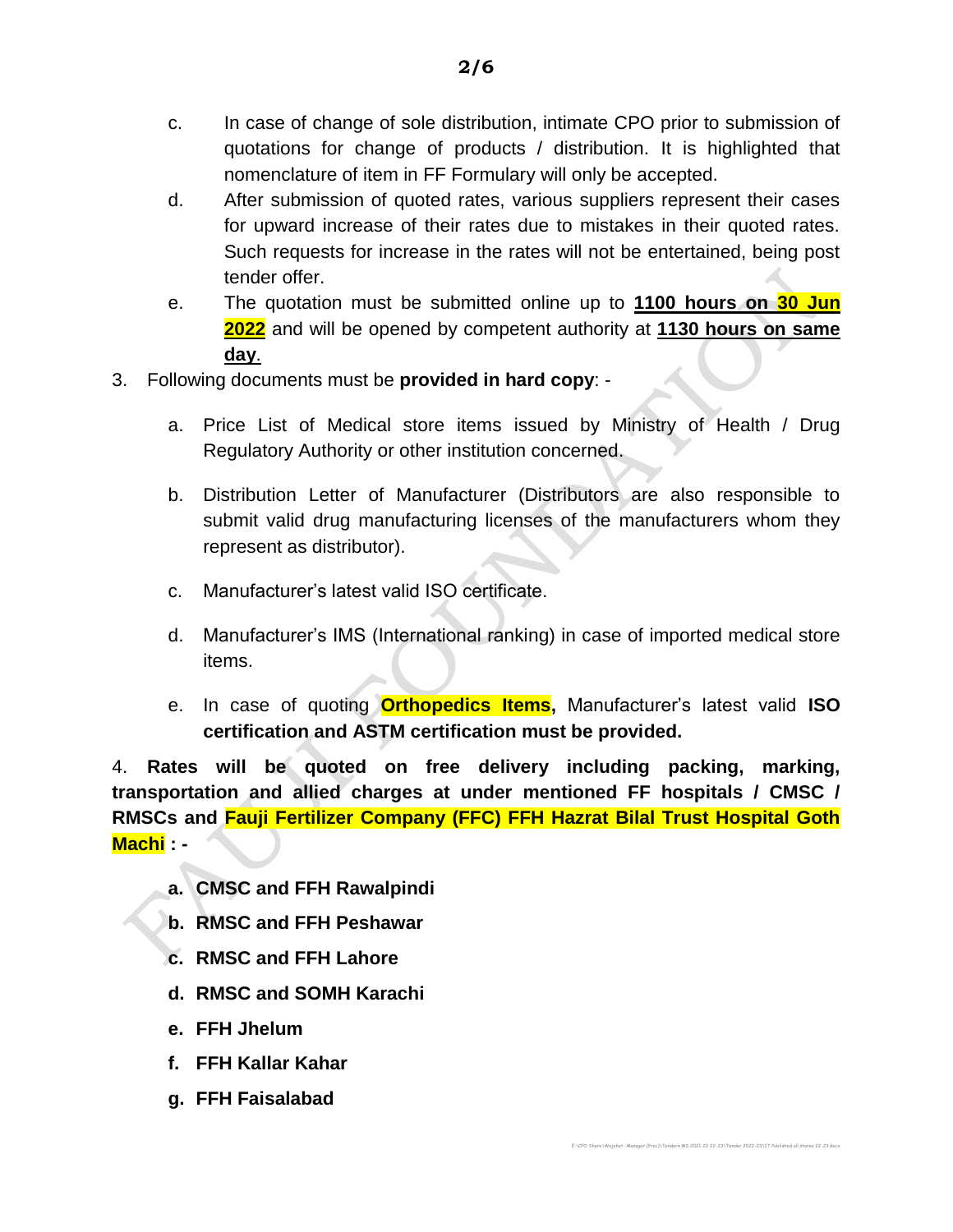c. In case of change of sole distribution, intimate CPO prior to submission of quotations for change of products / distribution. It is highlighted that nomenclature of item in FF Formulary will only be accepted.

d. After submission of quoted rates, various suppliers represent their cases for upward increase of their rates due to mistakes in their quoted rates. Such requests for increase in the rates will not be entertained, being post tender offer.

e. The quotation must be submitted online up to **1100 hours on 30 Jun 2022** and will be opened by competent authority at **1130 hours on same day**.

3. Following documents must be **provided in hard copy**: -

   a. Price List of Medical store items issued by Ministry of Health / Drug Regulatory Authority or other institution concerned.

   b. Distribution Letter of Manufacturer (Distributors are also responsible to submit valid drug manufacturing licenses of the manufacturers whom they represent as distributor).

   c. Manufacturer's latest valid ISO certificate.

   d. Manufacturer's IMS (International ranking) in case of imported medical store items.

   e. In case of quoting **Orthopedics Items,** Manufacturer's latest valid **ISO certification and ASTM certification must be provided.**

4. **Rates will be quoted on free delivery including packing, marking, transportation and allied charges at under mentioned FF hospitals / CMSC / RMSCs and Fauji Fertilizer Company (FFC) FFH Hazrat Bilal Trust Hospital Goth Machi : -**

   **a. CMSC and FFH Rawalpindi**

   **b. RMSC and FFH Peshawar**

   **c. RMSC and FFH Lahore**

   **d. RMSC and SOMH Karachi**

   **e. FFH Jhelum**

   **f. FFH Kallar Kahar**

   **g. FFH Faisalabad**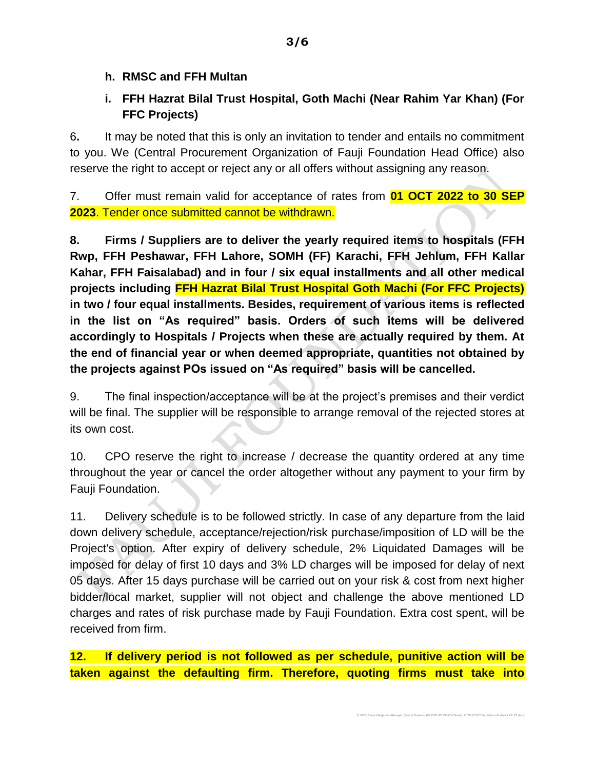**h. RMSC and FFH Multan**

**i. FFH Hazrat Bilal Trust Hospital, Goth Machi (Near Rahim Yar Khan) (For FFC Projects)**

6. It may be noted that this is only an invitation to tender and entails no commitment to you. We (Central Procurement Organization of Fauji Foundation Head Office) also reserve the right to accept or reject any or all offers without assigning any reason.

7. Offer must remain valid for acceptance of rates from **01 OCT 2022 to 30 SEP 2023**. Tender once submitted cannot be withdrawn.

**8. Firms / Suppliers are to deliver the yearly required items to hospitals (FFH Rwp, FFH Peshawar, FFH Lahore, SOMH (FF) Karachi, FFH Jehlum, FFH Kallar Kahar, FFH Faisalabad) and in four / six equal installments and all other medical projects including FFH Hazrat Bilal Trust Hospital Goth Machi (For FFC Projects) in two / four equal installments. Besides, requirement of various items is reflected in the list on "As required" basis. Orders of such items will be delivered accordingly to Hospitals / Projects when these are actually required by them. At the end of financial year or when deemed appropriate, quantities not obtained by the projects against POs issued on "As required" basis will be cancelled.**

9. The final inspection/acceptance will be at the project's premises and their verdict will be final. The supplier will be responsible to arrange removal of the rejected stores at its own cost.

10. CPO reserve the right to increase / decrease the quantity ordered at any time throughout the year or cancel the order altogether without any payment to your firm by Fauji Foundation.

11. Delivery schedule is to be followed strictly. In case of any departure from the laid down delivery schedule, acceptance/rejection/risk purchase/imposition of LD will be the Project's option. After expiry of delivery schedule, 2% Liquidated Damages will be imposed for delay of first 10 days and 3% LD charges will be imposed for delay of next 05 days. After 15 days purchase will be carried out on your risk & cost from next higher bidder/local market, supplier will not object and challenge the above mentioned LD charges and rates of risk purchase made by Fauji Foundation. Extra cost spent, will be received from firm.

**12. If delivery period is not followed as per schedule, punitive action will be taken against the defaulting firm. Therefore, quoting firms must take into**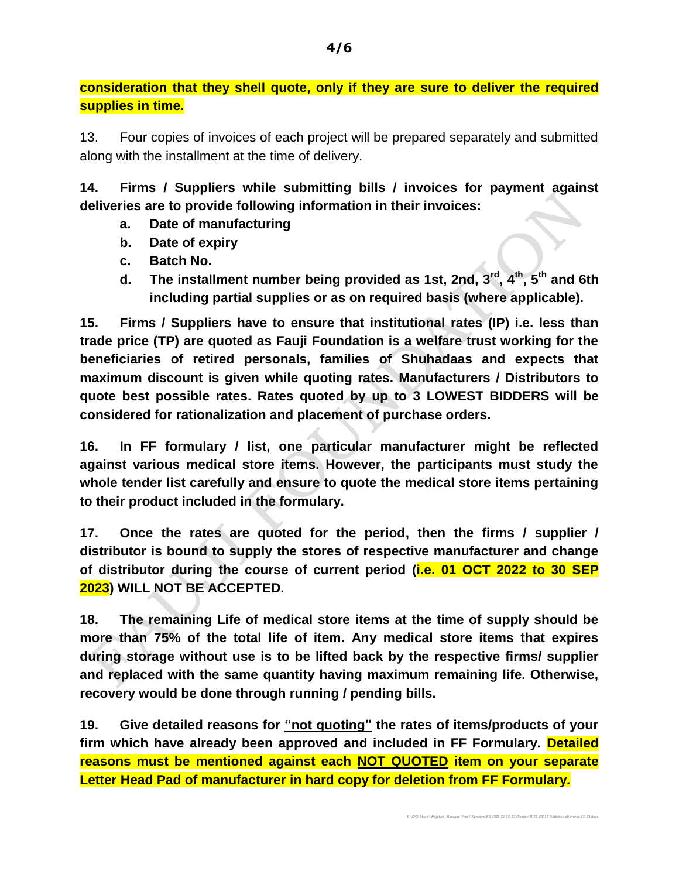**consideration that they shell quote, only if they are sure to deliver the required supplies in time.**

13. Four copies of invoices of each project will be prepared separately and submitted along with the installment at the time of delivery.

**14. Firms / Suppliers while submitting bills / invoices for payment against deliveries are to provide following information in their invoices:**

- **a. Date of manufacturing**
- **b. Date of expiry**
- **c. Batch No.**
- **d. The installment number being provided as 1st, 2nd, 3rd, 4th, 5th and 6th including partial supplies or as on required basis (where applicable).**

**15. Firms / Suppliers have to ensure that institutional rates (IP) i.e. less than trade price (TP) are quoted as Fauji Foundation is a welfare trust working for the beneficiaries of retired personals, families of Shuhadaas and expects that maximum discount is given while quoting rates. Manufacturers / Distributors to quote best possible rates. Rates quoted by up to 3 LOWEST BIDDERS will be considered for rationalization and placement of purchase orders.**

**16. In FF formulary / list, one particular manufacturer might be reflected against various medical store items. However, the participants must study the whole tender list carefully and ensure to quote the medical store items pertaining to their product included in the formulary.**

**17. Once the rates are quoted for the period, then the firms / supplier / distributor is bound to supply the stores of respective manufacturer and change of distributor during the course of current period (i.e. 01 OCT 2022 to 30 SEP 2023) WILL NOT BE ACCEPTED.**

**18. The remaining Life of medical store items at the time of supply should be more than 75% of the total life of item. Any medical store items that expires during storage without use is to be lifted back by the respective firms/ supplier and replaced with the same quantity having maximum remaining life. Otherwise, recovery would be done through running / pending bills.**

**19. Give detailed reasons for "not quoting" the rates of items/products of your firm which have already been approved and included in FF Formulary. Detailed reasons must be mentioned against each NOT QUOTED item on your separate Letter Head Pad of manufacturer in hard copy for deletion from FF Formulary.**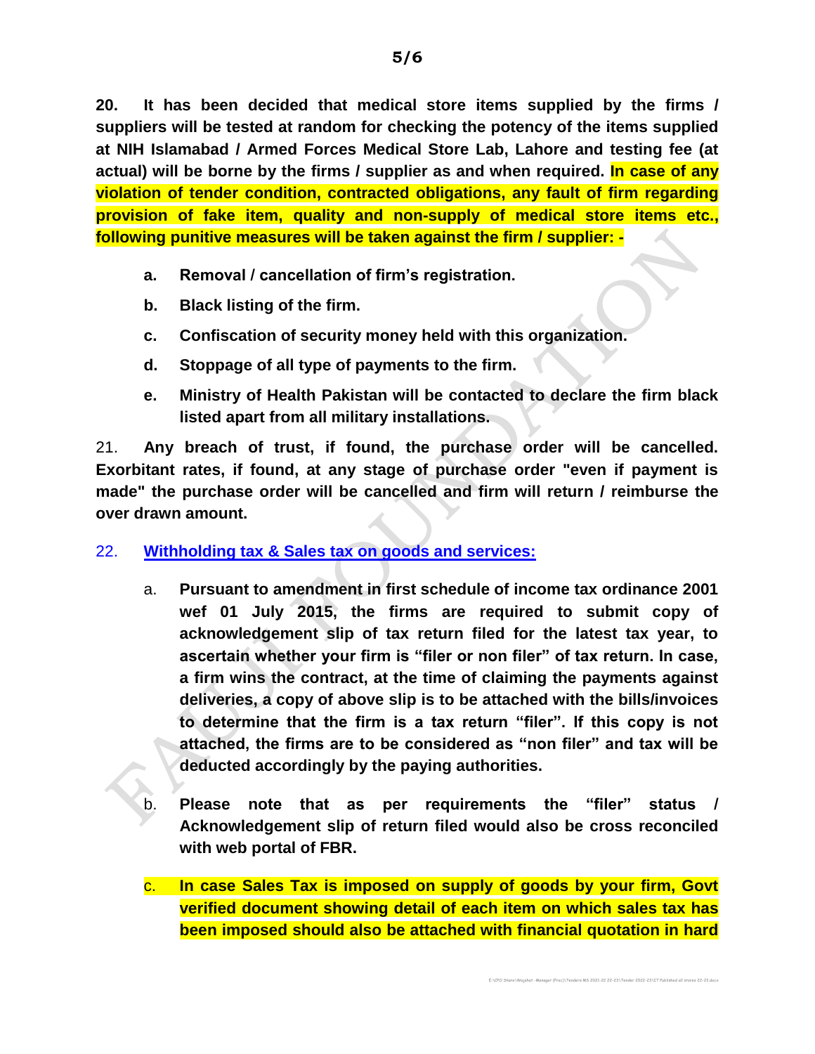**20. It has been decided that medical store items supplied by the firms / suppliers will be tested at random for checking the potency of the items supplied at NIH Islamabad / Armed Forces Medical Store Lab, Lahore and testing fee (at actual) will be borne by the firms / supplier as and when required. In case of any violation of tender condition, contracted obligations, any fault of firm regarding provision of fake item, quality and non-supply of medical store items etc., following punitive measures will be taken against the firm / supplier: -**

**a. Removal / cancellation of firm's registration.**

**b. Black listing of the firm.**

**c. Confiscation of security money held with this organization.**

**d. Stoppage of all type of payments to the firm.**

**e. Ministry of Health Pakistan will be contacted to declare the firm black listed apart from all military installations.**

21. **Any breach of trust, if found, the purchase order will be cancelled. Exorbitant rates, if found, at any stage of purchase order "even if payment is made" the purchase order will be cancelled and firm will return / reimburse the over drawn amount.**

22. **Withholding tax & Sales tax on goods and services:**

a. **Pursuant to amendment in first schedule of income tax ordinance 2001 wef 01 July 2015, the firms are required to submit copy of acknowledgement slip of tax return filed for the latest tax year, to ascertain whether your firm is "filer or non filer" of tax return. In case, a firm wins the contract, at the time of claiming the payments against deliveries, a copy of above slip is to be attached with the bills/invoices to determine that the firm is a tax return "filer". If this copy is not attached, the firms are to be considered as "non filer" and tax will be deducted accordingly by the paying authorities.**

b. **Please note that as per requirements the "filer" status / Acknowledgement slip of return filed would also be cross reconciled with web portal of FBR.**

c. **In case Sales Tax is imposed on supply of goods by your firm, Govt verified document showing detail of each item on which sales tax has been imposed should also be attached with financial quotation in hard**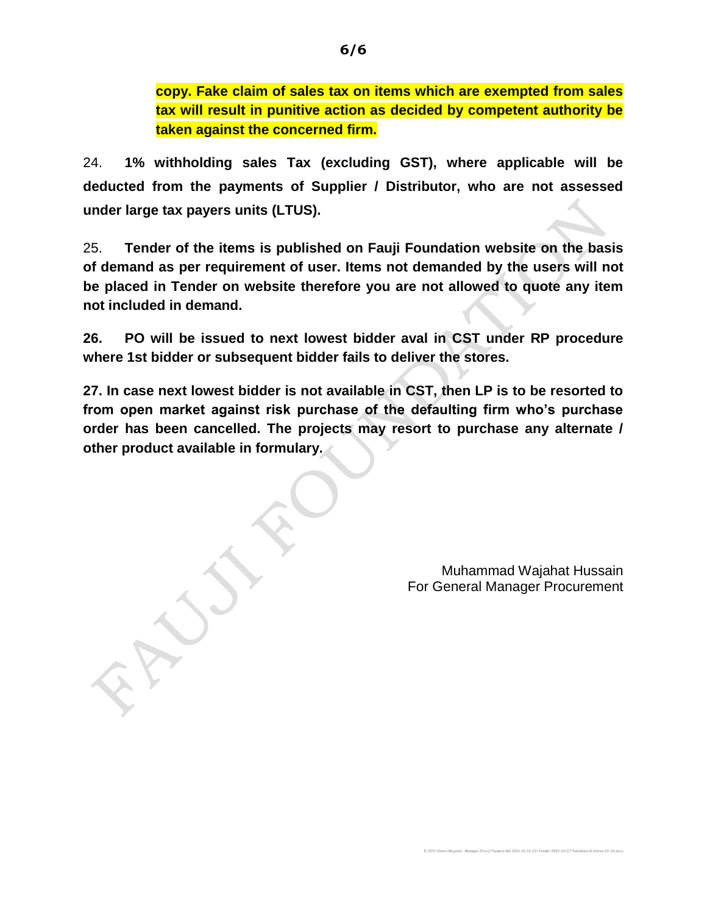**copy. Fake claim of sales tax on items which are exempted from sales tax will result in punitive action as decided by competent authority be taken against the concerned firm.**

24. **1% withholding sales Tax (excluding GST), where applicable will be deducted from the payments of Supplier / Distributor, who are not assessed under large tax payers units (LTUS).**

25. **Tender of the items is published on Fauji Foundation website on the basis of demand as per requirement of user. Items not demanded by the users will not be placed in Tender on website therefore you are not allowed to quote any item not included in demand.**

**26. PO will be issued to next lowest bidder aval in CST under RP procedure where 1st bidder or subsequent bidder fails to deliver the stores.**

**27. In case next lowest bidder is not available in CST, then LP is to be resorted to from open market against risk purchase of the defaulting firm who's purchase order has been cancelled. The projects may resort to purchase any alternate / other product available in formulary.**

Muhammad Wajahat Hussain
For General Manager Procurement